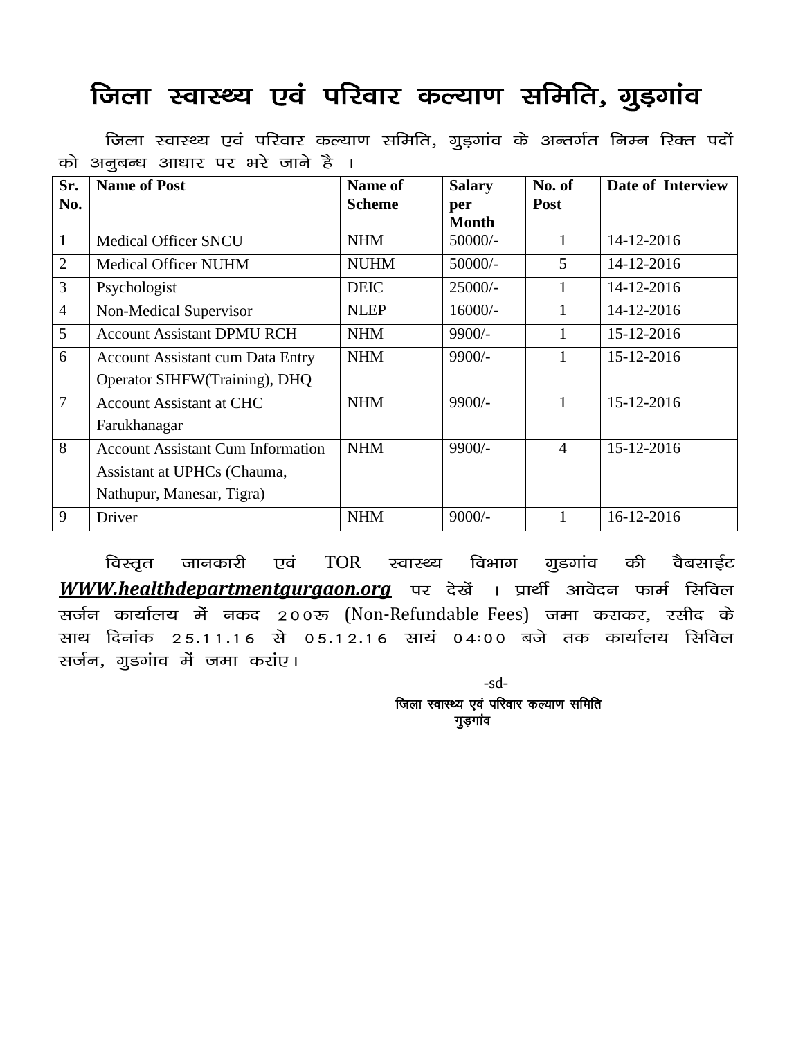# जिला स्वास्थ्य एवं परिवार कल्याण समिति, गुड़गांव

जिला स्वास्थ्य एवं परिवार कल्याण समिति, गुड़गांव के अन्तर्गत निम्न रिक्त पदों को अनुबन्ध आधार पर भरे जाने है ।

| Sr. No. | Name of Post | Name of Scheme | Salary per Month | No. of Post | Date of Interview |
|---|---|---|---|---|---|
| 1 | Medical Officer SNCU | NHM | 50000/- | 1 | 14-12-2016 |
| 2 | Medical Officer NUHM | NUHM | 50000/- | 5 | 14-12-2016 |
| 3 | Psychologist | DEIC | 25000/- | 1 | 14-12-2016 |
| 4 | Non-Medical Supervisor | NLEP | 16000/- | 1 | 14-12-2016 |
| 5 | Account Assistant DPMU RCH | NHM | 9900/- | 1 | 15-12-2016 |
| 6 | Account Assistant cum Data Entry Operator SIHFW(Training), DHQ | NHM | 9900/- | 1 | 15-12-2016 |
| 7 | Account Assistant at CHC Farukhanagar | NHM | 9900/- | 1 | 15-12-2016 |
| 8 | Account Assistant Cum Information Assistant at UPHCs (Chauma, Nathupur, Manesar, Tigra) | NHM | 9900/- | 4 | 15-12-2016 |
| 9 | Driver | NHM | 9000/- | 1 | 16-12-2016 |

विस्तृत जानकारी एवं TOR स्वास्थ्य विभाग गुडगांव की वैबसाईट ***WWW.healthdepartmentgurgaon.org*** पर देखें । प्रार्थी आवेदन फार्म सिविल सर्जन कार्यालय में नकद 200रू (Non-Refundable Fees) जमा कराकर, रसीद के साथ दिनांक 25.11.16 से 05.12.16 सायं 04:00 बजे तक कार्यालय सिविल सर्जन, गुडगांव में जमा करांए।

-sd-

जिला स्वास्थ्य एवं परिवार कल्याण समिति
गुड़गांव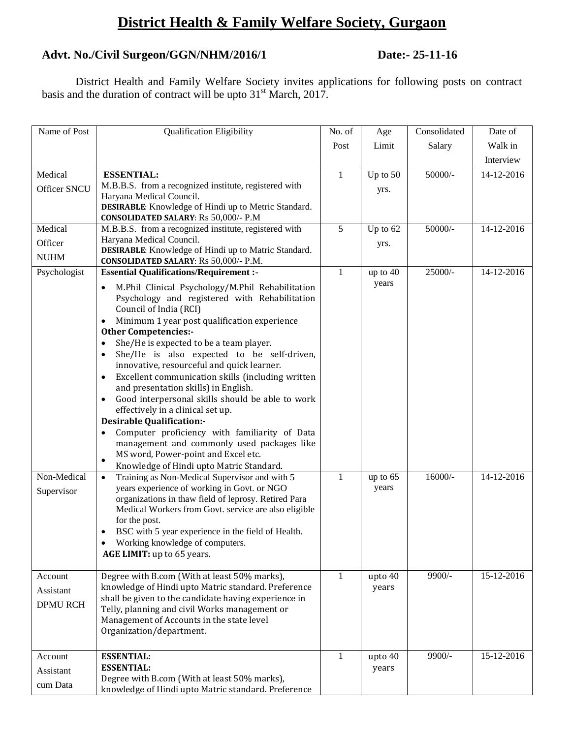# District Health & Family Welfare Society, Gurgaon

**Advt. No./Civil Surgeon/GGN/NHM/2016/1 Date:- 25-11-16**

District Health and Family Welfare Society invites applications for following posts on contract basis and the duration of contract will be upto 31st March, 2017.

| Name of Post | Qualification Eligibility | No. of Post | Age Limit | Consolidated Salary | Date of Walk in Interview |
|---|---|---|---|---|---|
| Medical Officer SNCU | **ESSENTIAL:** M.B.B.S. from a recognized institute, registered with Haryana Medical Council. **DESIRABLE**: Knowledge of Hindi up to Metric Standard. **CONSOLIDATED SALARY**: Rs 50,000/- P.M | 1 | Up to 50 yrs. | 50000/- | 14-12-2016 |
| Medical Officer NUHM | M.B.B.S. from a recognized institute, registered with Haryana Medical Council. **DESIRABLE**: Knowledge of Hindi up to Matric Standard. **CONSOLIDATED SALARY**: Rs 50,000/- P.M. | 5 | Up to 62 yrs. | 50000/- | 14-12-2016 |
| Psychologist | **Essential Qualifications/Requirement :-** <br>• M.Phil Clinical Psychology/M.Phil Rehabilitation Psychology and registered with Rehabilitation Council of India (RCI) <br>• Minimum 1 year post qualification experience <br>**Other Competencies:-** <br>• She/He is expected to be a team player. <br>• She/He is also expected to be self-driven, innovative, resourceful and quick learner. <br>• Excellent communication skills (including written and presentation skills) in English. <br>• Good interpersonal skills should be able to work effectively in a clinical set up. <br>**Desirable Qualification:-** <br>• Computer proficiency with familiarity of Data management and commonly used packages like MS word, Power-point and Excel etc. <br>• Knowledge of Hindi upto Matric Standard. | 1 | up to 40 years | 25000/- | 14-12-2016 |
| Non-Medical Supervisor | • Training as Non-Medical Supervisor and with 5 years experience of working in Govt. or NGO organizations in thaw field of leprosy. Retired Para Medical Workers from Govt. service are also eligible for the post. <br>• BSC with 5 year experience in the field of Health. <br>• Working knowledge of computers. <br>**AGE LIMIT:** up to 65 years. | 1 | up to 65 years | 16000/- | 14-12-2016 |
| Account Assistant DPMU RCH | Degree with B.com (With at least 50% marks), knowledge of Hindi upto Matric standard. Preference shall be given to the candidate having experience in Telly, planning and civil Works management or Management of Accounts in the state level Organization/department. | 1 | upto 40 years | 9900/- | 15-12-2016 |
| Account Assistant cum Data | **ESSENTIAL:** **ESSENTIAL:** Degree with B.com (With at least 50% marks), knowledge of Hindi upto Matric standard. Preference | 1 | upto 40 years | 9900/- | 15-12-2016 |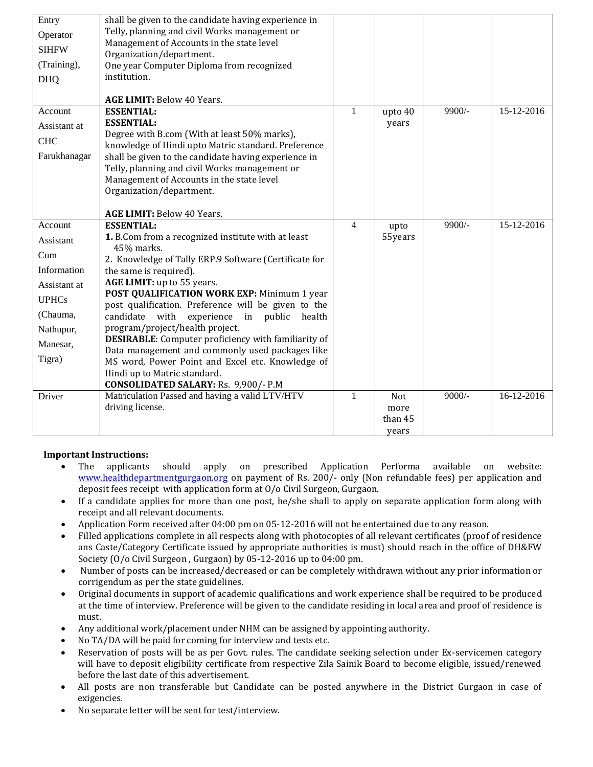| | | | | | |
|---|---|---|---|---|---|
| Entry Operator SIHFW (Training), DHQ | shall be given to the candidate having experience in Telly, planning and civil Works management or Management of Accounts in the state level Organization/department.<br>One year Computer Diploma from recognized institution.<br><br>**AGE LIMIT:** Below 40 Years. | | | | |
| Account Assistant at CHC Farukhanagar | **ESSENTIAL:**<br>**ESSENTIAL:**<br>Degree with B.com (With at least 50% marks), knowledge of Hindi upto Matric standard. Preference shall be given to the candidate having experience in Telly, planning and civil Works management or Management of Accounts in the state level Organization/department.<br><br>**AGE LIMIT:** Below 40 Years. | 1 | upto 40 years | 9900/- | 15-12-2016 |
| Account Assistant Cum Information Assistant at UPHCs (Chauma, Nathupur, Manesar, Tigra) | **ESSENTIAL:**<br>**1.** B.Com from a recognized institute with at least 45% marks.<br>2. Knowledge of Tally ERP.9 Software (Certificate for the same is required).<br>**AGE LIMIT:** up to 55 years.<br>**POST QUALIFICATION WORK EXP:** Minimum 1 year post qualification. Preference will be given to the candidate with experience in public health program/project/health project.<br>**DESIRABLE**: Computer proficiency with familiarity of Data management and commonly used packages like MS word, Power Point and Excel etc. Knowledge of Hindi up to Matric standard.<br>**CONSOLIDATED SALARY:** Rs. 9,900/- P.M | 4 | upto 55years | 9900/- | 15-12-2016 |
| Driver | Matriculation Passed and having a valid LTV/HTV driving license. | 1 | Not more than 45 years | 9000/- | 16-12-2016 |

**Important Instructions:**

- The applicants should apply on prescribed Application Performa available on website: www.healthdepartmentgurgaon.org on payment of Rs. 200/- only (Non refundable fees) per application and deposit fees receipt with application form at O/o Civil Surgeon, Gurgaon.
- If a candidate applies for more than one post, he/she shall to apply on separate application form along with receipt and all relevant documents.
- Application Form received after 04:00 pm on 05-12-2016 will not be entertained due to any reason.
- Filled applications complete in all respects along with photocopies of all relevant certificates (proof of residence ans Caste/Category Certificate issued by appropriate authorities is must) should reach in the office of DH&FW Society (O/o Civil Surgeon , Gurgaon) by 05-12-2016 up to 04:00 pm.
- Number of posts can be increased/decreased or can be completely withdrawn without any prior information or corrigendum as per the state guidelines.
- Original documents in support of academic qualifications and work experience shall be required to be produced at the time of interview. Preference will be given to the candidate residing in local area and proof of residence is must.
- Any additional work/placement under NHM can be assigned by appointing authority.
- No TA/DA will be paid for coming for interview and tests etc.
- Reservation of posts will be as per Govt. rules. The candidate seeking selection under Ex-servicemen category will have to deposit eligibility certificate from respective Zila Sainik Board to become eligible, issued/renewed before the last date of this advertisement.
- All posts are non transferable but Candidate can be posted anywhere in the District Gurgaon in case of exigencies.
- No separate letter will be sent for test/interview.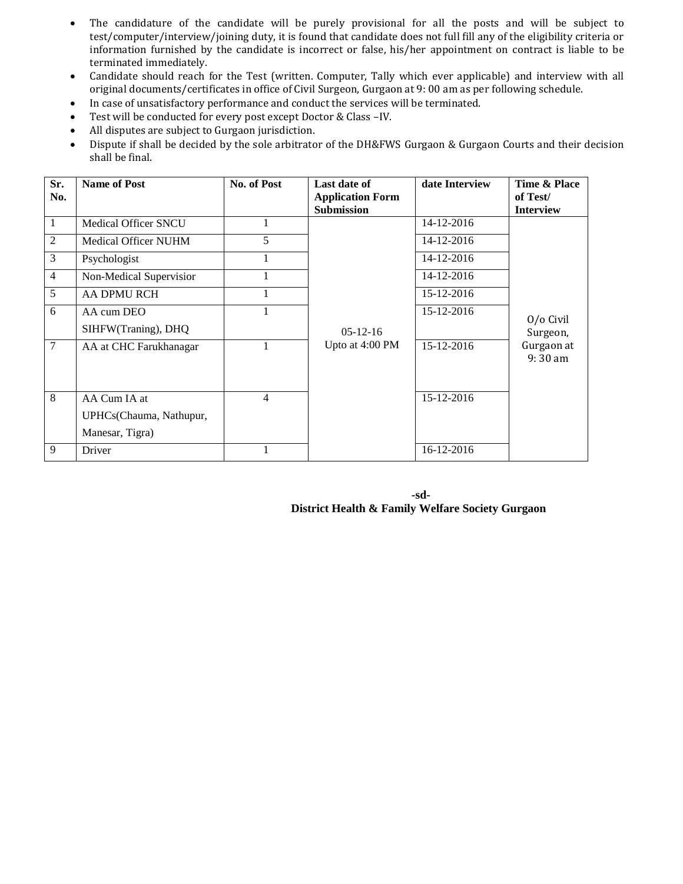- The candidature of the candidate will be purely provisional for all the posts and will be subject to test/computer/interview/joining duty, it is found that candidate does not full fill any of the eligibility criteria or information furnished by the candidate is incorrect or false, his/her appointment on contract is liable to be terminated immediately.
- Candidate should reach for the Test (written. Computer, Tally which ever applicable) and interview with all original documents/certificates in office of Civil Surgeon, Gurgaon at 9: 00 am as per following schedule.
- In case of unsatisfactory performance and conduct the services will be terminated.
- Test will be conducted for every post except Doctor & Class –IV.
- All disputes are subject to Gurgaon jurisdiction.
- Dispute if shall be decided by the sole arbitrator of the DH&FWS Gurgaon & Gurgaon Courts and their decision shall be final.

| Sr. No. | Name of Post | No. of Post | Last date of Application Form Submission | date Interview | Time & Place of Test/ Interview |
|---|---|---|---|---|---|
| 1 | Medical Officer SNCU | 1 | 05-12-16 Upto at 4:00 PM | 14-12-2016 | O/o Civil Surgeon, Gurgaon at 9: 30 am |
| 2 | Medical Officer NUHM | 5 | | 14-12-2016 | |
| 3 | Psychologist | 1 | | 14-12-2016 | |
| 4 | Non-Medical Supervisior | 1 | | 14-12-2016 | |
| 5 | AA DPMU RCH | 1 | | 15-12-2016 | |
| 6 | AA cum DEO SIHFW(Traning), DHQ | 1 | | 15-12-2016 | |
| 7 | AA at CHC Farukhanagar | 1 | | 15-12-2016 | |
| 8 | AA Cum IA at UPHCs(Chauma, Nathupur, Manesar, Tigra) | 4 | | 15-12-2016 | |
| 9 | Driver | 1 | | 16-12-2016 | |

**-sd-**

**District Health & Family Welfare Society Gurgaon**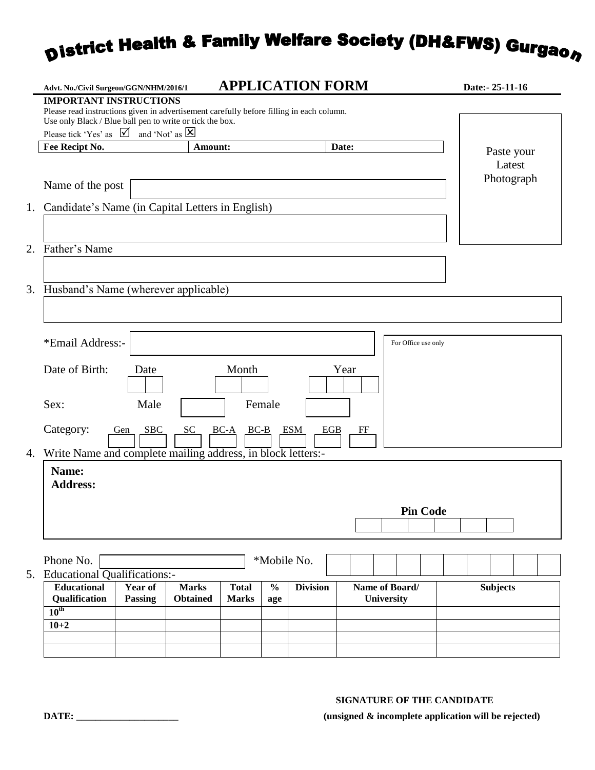# District Health & Family Welfare Society (DH&FWS) Gurgaon

**Advt. No./Civil Surgeon/GGN/NHM/2016/1** **APPLICATION FORM** **Date:- 25-11-16**

**IMPORTANT INSTRUCTIONS**

Please read instructions given in advertisement carefully before filling in each column.
Use only Black / Blue ball pen to write or tick the box.
Please tick 'Yes' as ☑ and 'Not' as ☒

| **Fee Recipt No.** | **Amount:** | **Date:** |
|---|---|---|
| | | |

Paste your Latest Photograph

Name of the post

1. Candidate's Name (in Capital Letters in English)

2. Father's Name

3. Husband's Name (wherever applicable)

*Email Address:-

For Office use only

Date of Birth: Date Month Year

Sex: Male Female

Category: Gen SBC SC BC-A BC-B ESM EGB FF

4. Write Name and complete mailing address, in block letters:-

**Name:**
**Address:**

**Pin Code**

Phone No. *Mobile No.

5. Educational Qualifications:-

| **Educational Qualification** | **Year of Passing** | **Marks Obtained** | **Total Marks** | **% age** | **Division** | **Name of Board/ University** | **Subjects** |
|---|---|---|---|---|---|---|---|
| **$10^{th}$** | | | | | | | |
| **10+2** | | | | | | | |
| | | | | | | | |
| | | | | | | | |

**SIGNATURE OF THE CANDIDATE**

**DATE: _____________________** **(unsigned & incomplete application will be rejected)**